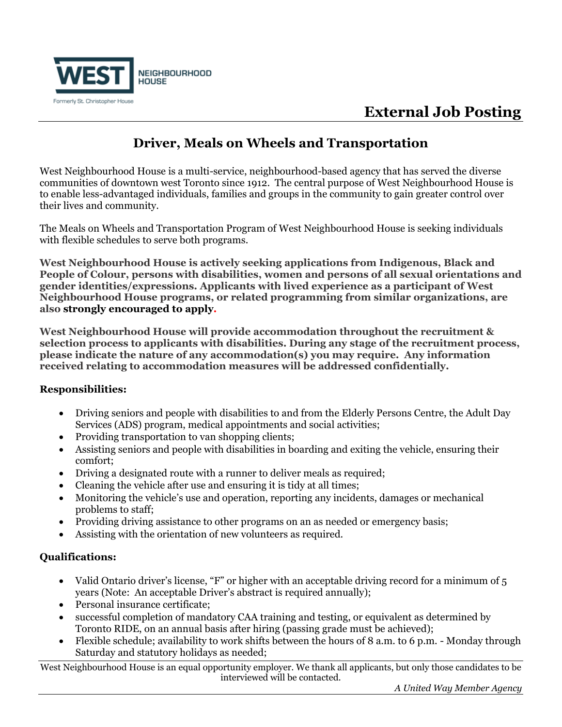WEST NEIGHBOURHOOD HOUSE

Formerly St. Christopher House

# External Job Posting

## Driver, Meals on Wheels and Transportation

West Neighbourhood House is a multi-service, neighbourhood-based agency that has served the diverse communities of downtown west Toronto since 1912. The central purpose of West Neighbourhood House is to enable less-advantaged individuals, families and groups in the community to gain greater control over their lives and community.

The Meals on Wheels and Transportation Program of West Neighbourhood House is seeking individuals with flexible schedules to serve both programs.

**West Neighbourhood House is actively seeking applications from Indigenous, Black and People of Colour, persons with disabilities, women and persons of all sexual orientations and gender identities/expressions. Applicants with lived experience as a participant of West Neighbourhood House programs, or related programming from similar organizations, are also strongly encouraged to apply.**

**West Neighbourhood House will provide accommodation throughout the recruitment & selection process to applicants with disabilities. During any stage of the recruitment process, please indicate the nature of any accommodation(s) you may require. Any information received relating to accommodation measures will be addressed confidentially.**

**Responsibilities:**

- Driving seniors and people with disabilities to and from the Elderly Persons Centre, the Adult Day Services (ADS) program, medical appointments and social activities;
- Providing transportation to van shopping clients;
- Assisting seniors and people with disabilities in boarding and exiting the vehicle, ensuring their comfort;
- Driving a designated route with a runner to deliver meals as required;
- Cleaning the vehicle after use and ensuring it is tidy at all times;
- Monitoring the vehicle's use and operation, reporting any incidents, damages or mechanical problems to staff;
- Providing driving assistance to other programs on an as needed or emergency basis;
- Assisting with the orientation of new volunteers as required.

**Qualifications:**

- Valid Ontario driver's license, "F" or higher with an acceptable driving record for a minimum of 5 years (Note: An acceptable Driver's abstract is required annually);
- Personal insurance certificate;
- successful completion of mandatory CAA training and testing, or equivalent as determined by Toronto RIDE, on an annual basis after hiring (passing grade must be achieved);
- Flexible schedule; availability to work shifts between the hours of 8 a.m. to 6 p.m. - Monday through Saturday and statutory holidays as needed;

West Neighbourhood House is an equal opportunity employer. We thank all applicants, but only those candidates to be interviewed will be contacted.

*A United Way Member Agency*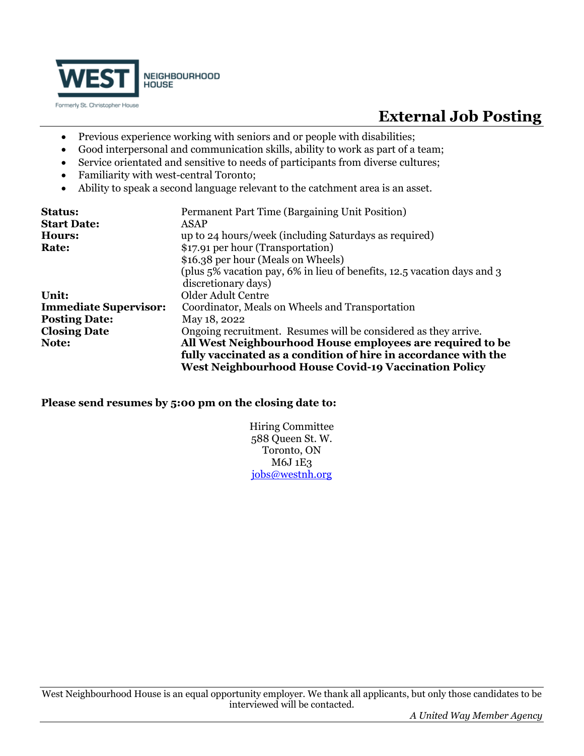**WEST** NEIGHBOURHOOD HOUSE

Formerly St. Christopher House

## External Job Posting

- Previous experience working with seniors and or people with disabilities;
- Good interpersonal and communication skills, ability to work as part of a team;
- Service orientated and sensitive to needs of participants from diverse cultures;
- Familiarity with west-central Toronto;
- Ability to speak a second language relevant to the catchment area is an asset.

| | |
|---|---|
| **Status:** | Permanent Part Time (Bargaining Unit Position) |
| **Start Date:** | ASAP |
| **Hours:** | up to 24 hours/week (including Saturdays as required) |
| **Rate:** | $17.91 per hour (Transportation)<br>$16.38 per hour (Meals on Wheels)<br>(plus 5% vacation pay, 6% in lieu of benefits, 12.5 vacation days and 3 discretionary days) |
| **Unit:** | Older Adult Centre |
| **Immediate Supervisor:** | Coordinator, Meals on Wheels and Transportation |
| **Posting Date:** | May 18, 2022 |
| **Closing Date** | Ongoing recruitment. Resumes will be considered as they arrive. |
| **Note:** | **All West Neighbourhood House employees are required to be fully vaccinated as a condition of hire in accordance with the West Neighbourhood House Covid-19 Vaccination Policy** |

**Please send resumes by 5:00 pm on the closing date to:**

Hiring Committee
588 Queen St. W.
Toronto, ON
M6J 1E3
jobs@westnh.org

West Neighbourhood House is an equal opportunity employer. We thank all applicants, but only those candidates to be interviewed will be contacted.

*A United Way Member Agency*